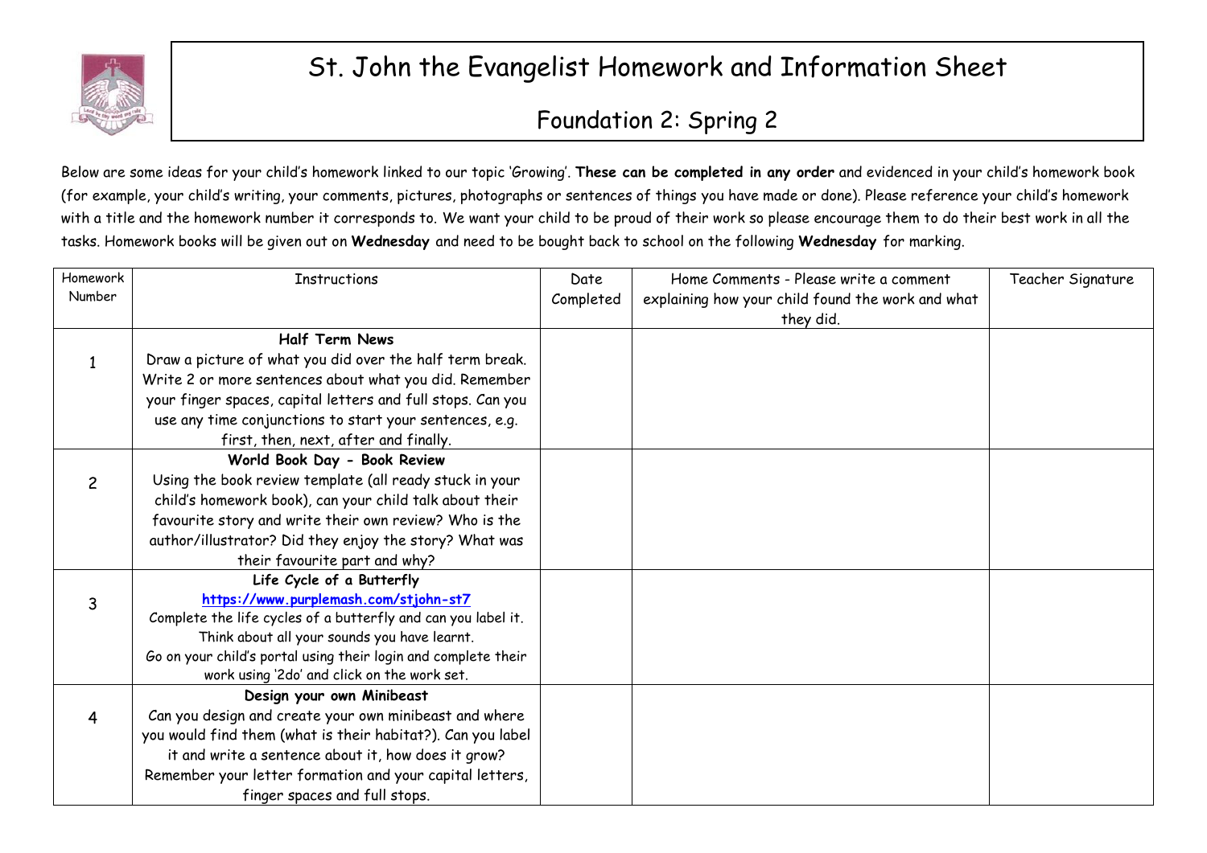# St. John the Evangelist Homework and Information Sheet

## Foundation 2: Spring 2

Below are some ideas for your child's homework linked to our topic 'Growing'. **These can be completed in any order** and evidenced in your child's homework book (for example, your child's writing, your comments, pictures, photographs or sentences of things you have made or done). Please reference your child's homework with a title and the homework number it corresponds to. We want your child to be proud of their work so please encourage them to do their best work in all the tasks. Homework books will be given out on **Wednesday** and need to be bought back to school on the following **Wednesday** for marking.

| Homework Number | Instructions | Date Completed | Home Comments - Please write a comment explaining how your child found the work and what they did. | Teacher Signature |
|---|---|---|---|---|
| 1 | **Half Term News**<br>Draw a picture of what you did over the half term break. Write 2 or more sentences about what you did. Remember your finger spaces, capital letters and full stops. Can you use any time conjunctions to start your sentences, e.g. first, then, next, after and finally. | | | |
| 2 | **World Book Day - Book Review**<br>Using the book review template (all ready stuck in your child's homework book), can your child talk about their favourite story and write their own review? Who is the author/illustrator? Did they enjoy the story? What was their favourite part and why? | | | |
| 3 | **Life Cycle of a Butterfly**<br>https://www.purplemash.com/stjohn-st7<br>Complete the life cycles of a butterfly and can you label it. Think about all your sounds you have learnt.<br>Go on your child's portal using their login and complete their work using '2do' and click on the work set. | | | |
| 4 | **Design your own Minibeast**<br>Can you design and create your own minibeast and where you would find them (what is their habitat?). Can you label it and write a sentence about it, how does it grow? Remember your letter formation and your capital letters, finger spaces and full stops. | | | |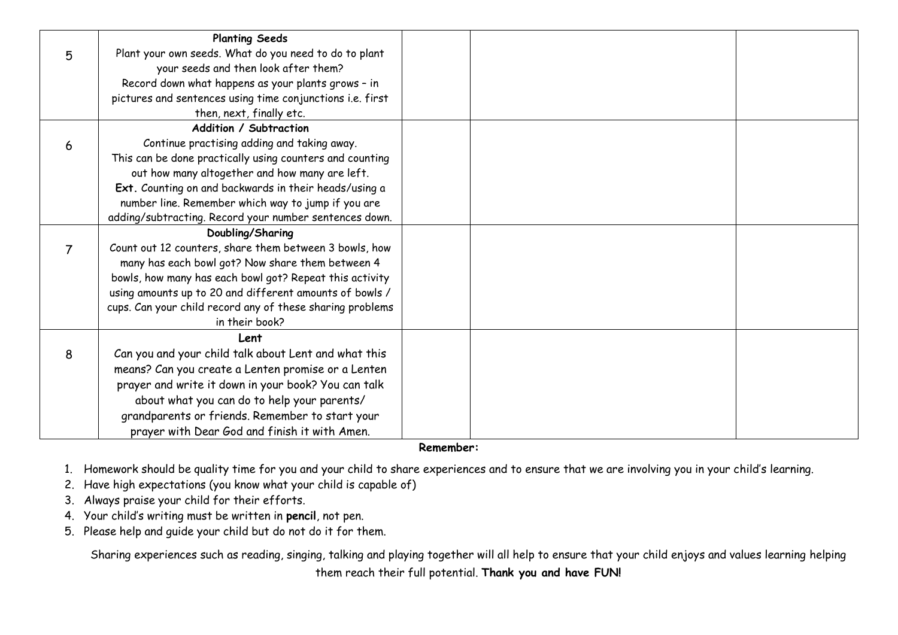| | | | | |
|---|---|---|---|---|
| 5 | **Planting Seeds**<br>Plant your own seeds. What do you need to do to plant your seeds and then look after them?<br>Record down what happens as your plants grows – in pictures and sentences using time conjunctions i.e. first then, next, finally etc. | | | |
| 6 | **Addition / Subtraction**<br>Continue practising adding and taking away.<br>This can be done practically using counters and counting out how many altogether and how many are left.<br>**Ext.** Counting on and backwards in their heads/using a number line. Remember which way to jump if you are adding/subtracting. Record your number sentences down. | | | |
| 7 | **Doubling/Sharing**<br>Count out 12 counters, share them between 3 bowls, how many has each bowl got? Now share them between 4 bowls, how many has each bowl got? Repeat this activity using amounts up to 20 and different amounts of bowls / cups. Can your child record any of these sharing problems in their book? | | | |
| 8 | **Lent**<br>Can you and your child talk about Lent and what this means? Can you create a Lenten promise or a Lenten prayer and write it down in your book? You can talk about what you can do to help your parents/ grandparents or friends. Remember to start your prayer with Dear God and finish it with Amen. | | | |

**Remember:**

1. Homework should be quality time for you and your child to share experiences and to ensure that we are involving you in your child's learning.
2. Have high expectations (you know what your child is capable of)
3. Always praise your child for their efforts.
4. Your child's writing must be written in **pencil**, not pen.
5. Please help and guide your child but do not do it for them.

Sharing experiences such as reading, singing, talking and playing together will all help to ensure that your child enjoys and values learning helping them reach their full potential. **Thank you and have FUN!**